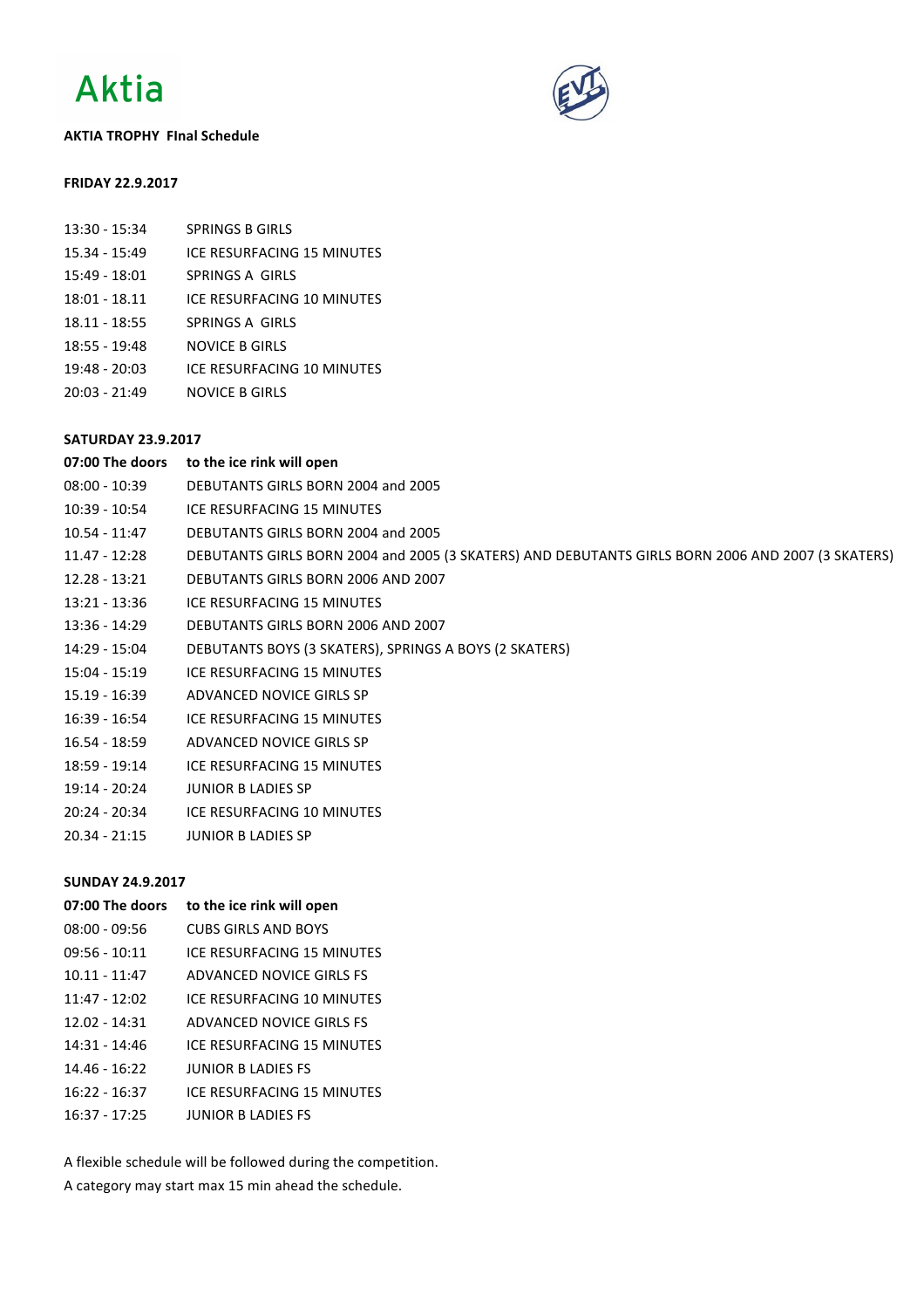Aktia

**AKTIA TROPHY FInal Schedule**

**FRIDAY 22.9.2017**

| | |
|---|---|
| 13:30 - 15:34 | SPRINGS B GIRLS |
| 15.34 - 15:49 | ICE RESURFACING 15 MINUTES |
| 15:49 - 18:01 | SPRINGS A GIRLS |
| 18:01 - 18.11 | ICE RESURFACING 10 MINUTES |
| 18.11 - 18:55 | SPRINGS A GIRLS |
| 18:55 - 19:48 | NOVICE B GIRLS |
| 19:48 - 20:03 | ICE RESURFACING 10 MINUTES |
| 20:03 - 21:49 | NOVICE B GIRLS |

**SATURDAY 23.9.2017**

| | |
|---|---|
| **07:00 The doors** | **to the ice rink will open** |
| 08:00 - 10:39 | DEBUTANTS GIRLS BORN 2004 and 2005 |
| 10:39 - 10:54 | ICE RESURFACING 15 MINUTES |
| 10.54 - 11:47 | DEBUTANTS GIRLS BORN 2004 and 2005 |
| 11.47 - 12:28 | DEBUTANTS GIRLS BORN 2004 and 2005 (3 SKATERS) AND DEBUTANTS GIRLS BORN 2006 AND 2007 (3 SKATERS) |
| 12.28 - 13:21 | DEBUTANTS GIRLS BORN 2006 AND 2007 |
| 13:21 - 13:36 | ICE RESURFACING 15 MINUTES |
| 13:36 - 14:29 | DEBUTANTS GIRLS BORN 2006 AND 2007 |
| 14:29 - 15:04 | DEBUTANTS BOYS (3 SKATERS), SPRINGS A BOYS (2 SKATERS) |
| 15:04 - 15:19 | ICE RESURFACING 15 MINUTES |
| 15.19 - 16:39 | ADVANCED NOVICE GIRLS SP |
| 16:39 - 16:54 | ICE RESURFACING 15 MINUTES |
| 16.54 - 18:59 | ADVANCED NOVICE GIRLS SP |
| 18:59 - 19:14 | ICE RESURFACING 15 MINUTES |
| 19:14 - 20:24 | JUNIOR B LADIES SP |
| 20:24 - 20:34 | ICE RESURFACING 10 MINUTES |
| 20.34 - 21:15 | JUNIOR B LADIES SP |

**SUNDAY 24.9.2017**

| | |
|---|---|
| **07:00 The doors** | **to the ice rink will open** |
| 08:00 - 09:56 | CUBS GIRLS AND BOYS |
| 09:56 - 10:11 | ICE RESURFACING 15 MINUTES |
| 10.11 - 11:47 | ADVANCED NOVICE GIRLS FS |
| 11:47 - 12:02 | ICE RESURFACING 10 MINUTES |
| 12.02 - 14:31 | ADVANCED NOVICE GIRLS FS |
| 14:31 - 14:46 | ICE RESURFACING 15 MINUTES |
| 14.46 - 16:22 | JUNIOR B LADIES FS |
| 16:22 - 16:37 | ICE RESURFACING 15 MINUTES |
| 16:37 - 17:25 | JUNIOR B LADIES FS |

A flexible schedule will be followed during the competition.

A category may start max 15 min ahead the schedule.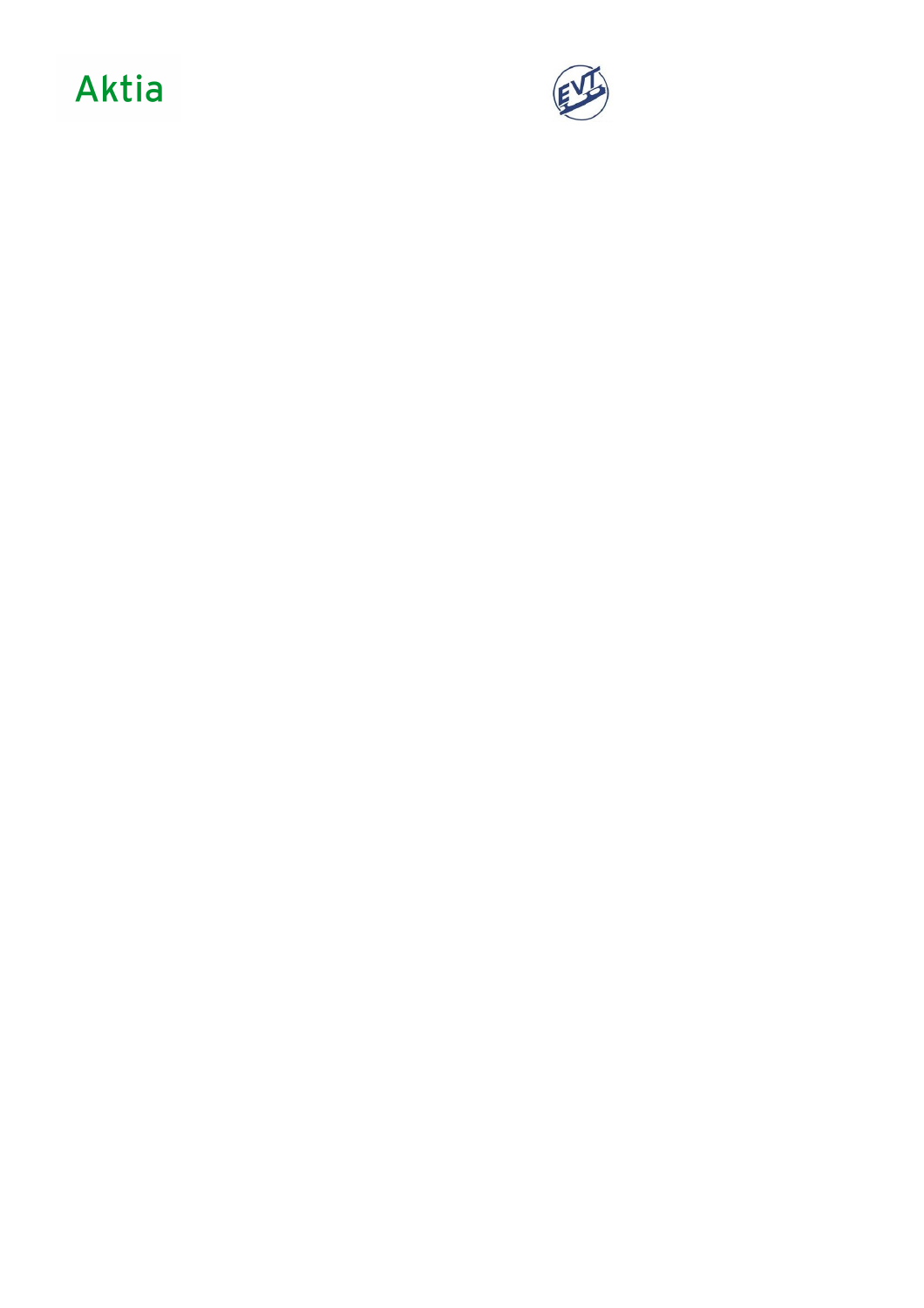Aktia